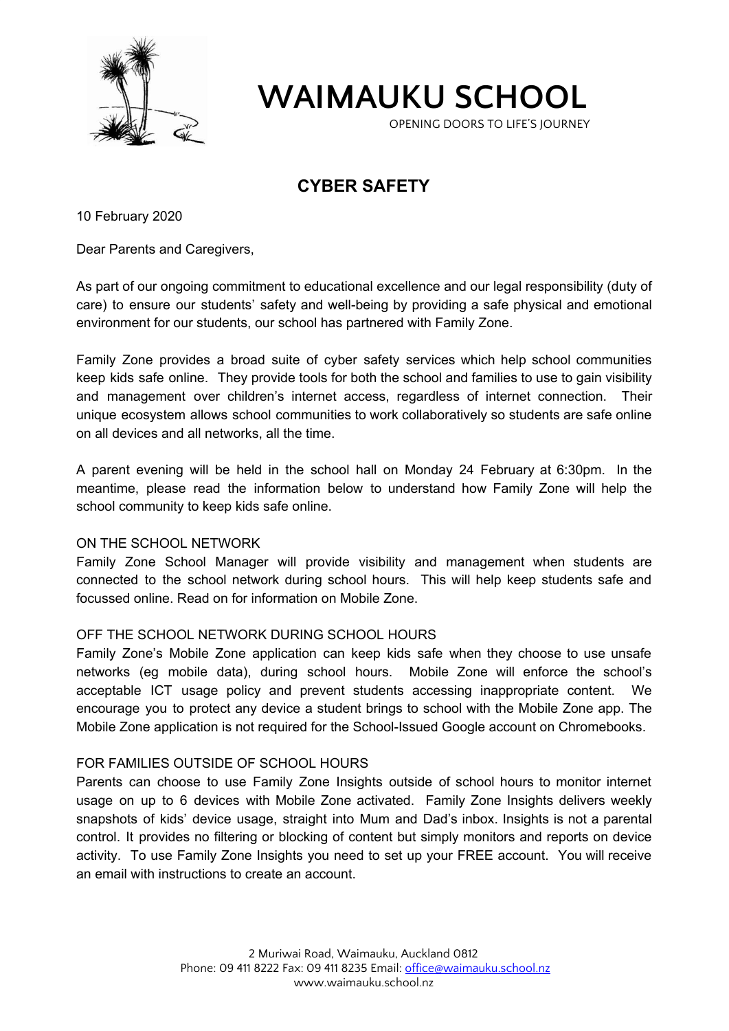# WAIMAUKU SCHOOL

OPENING DOORS TO LIFE'S JOURNEY

## CYBER SAFETY

10 February 2020

Dear Parents and Caregivers,

As part of our ongoing commitment to educational excellence and our legal responsibility (duty of care) to ensure our students' safety and well-being by providing a safe physical and emotional environment for our students, our school has partnered with Family Zone.

Family Zone provides a broad suite of cyber safety services which help school communities keep kids safe online. They provide tools for both the school and families to use to gain visibility and management over children's internet access, regardless of internet connection. Their unique ecosystem allows school communities to work collaboratively so students are safe online on all devices and all networks, all the time.

A parent evening will be held in the school hall on Monday 24 February at 6:30pm. In the meantime, please read the information below to understand how Family Zone will help the school community to keep kids safe online.

ON THE SCHOOL NETWORK

Family Zone School Manager will provide visibility and management when students are connected to the school network during school hours. This will help keep students safe and focussed online. Read on for information on Mobile Zone.

OFF THE SCHOOL NETWORK DURING SCHOOL HOURS

Family Zone's Mobile Zone application can keep kids safe when they choose to use unsafe networks (eg mobile data), during school hours. Mobile Zone will enforce the school's acceptable ICT usage policy and prevent students accessing inappropriate content. We encourage you to protect any device a student brings to school with the Mobile Zone app. The Mobile Zone application is not required for the School-Issued Google account on Chromebooks.

FOR FAMILIES OUTSIDE OF SCHOOL HOURS

Parents can choose to use Family Zone Insights outside of school hours to monitor internet usage on up to 6 devices with Mobile Zone activated. Family Zone Insights delivers weekly snapshots of kids' device usage, straight into Mum and Dad's inbox. Insights is not a parental control. It provides no filtering or blocking of content but simply monitors and reports on device activity. To use Family Zone Insights you need to set up your FREE account. You will receive an email with instructions to create an account.

2 Muriwai Road, Waimauku, Auckland 0812
Phone: 09 411 8222 Fax: 09 411 8235 Email: office@waimauku.school.nz
www.waimauku.school.nz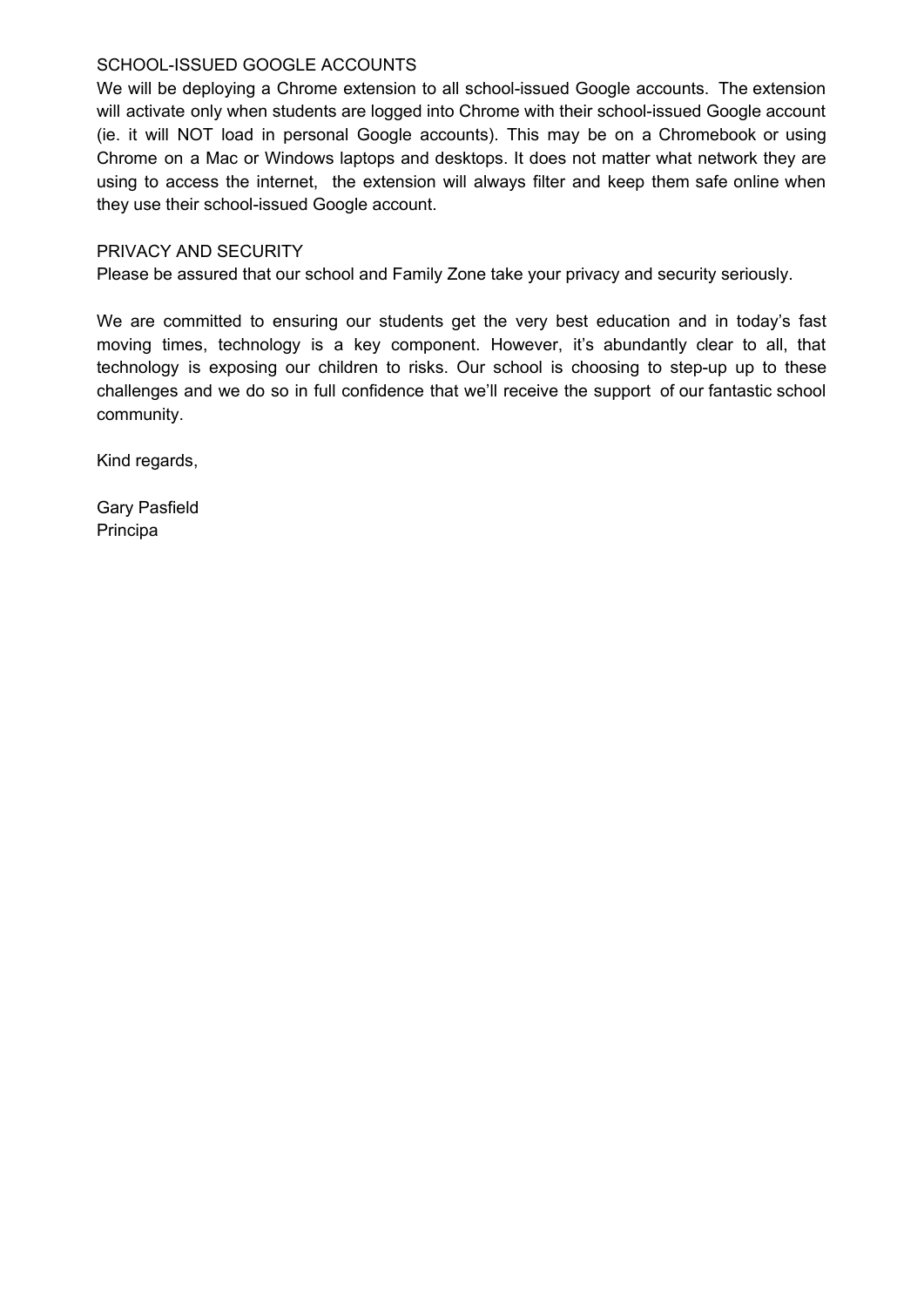SCHOOL-ISSUED GOOGLE ACCOUNTS

We will be deploying a Chrome extension to all school-issued Google accounts. The extension will activate only when students are logged into Chrome with their school-issued Google account (ie. it will NOT load in personal Google accounts). This may be on a Chromebook or using Chrome on a Mac or Windows laptops and desktops. It does not matter what network they are using to access the internet, the extension will always filter and keep them safe online when they use their school-issued Google account.

PRIVACY AND SECURITY

Please be assured that our school and Family Zone take your privacy and security seriously.

We are committed to ensuring our students get the very best education and in today's fast moving times, technology is a key component. However, it's abundantly clear to all, that technology is exposing our children to risks. Our school is choosing to step-up up to these challenges and we do so in full confidence that we'll receive the support of our fantastic school community.

Kind regards,

Gary Pasfield
Principa